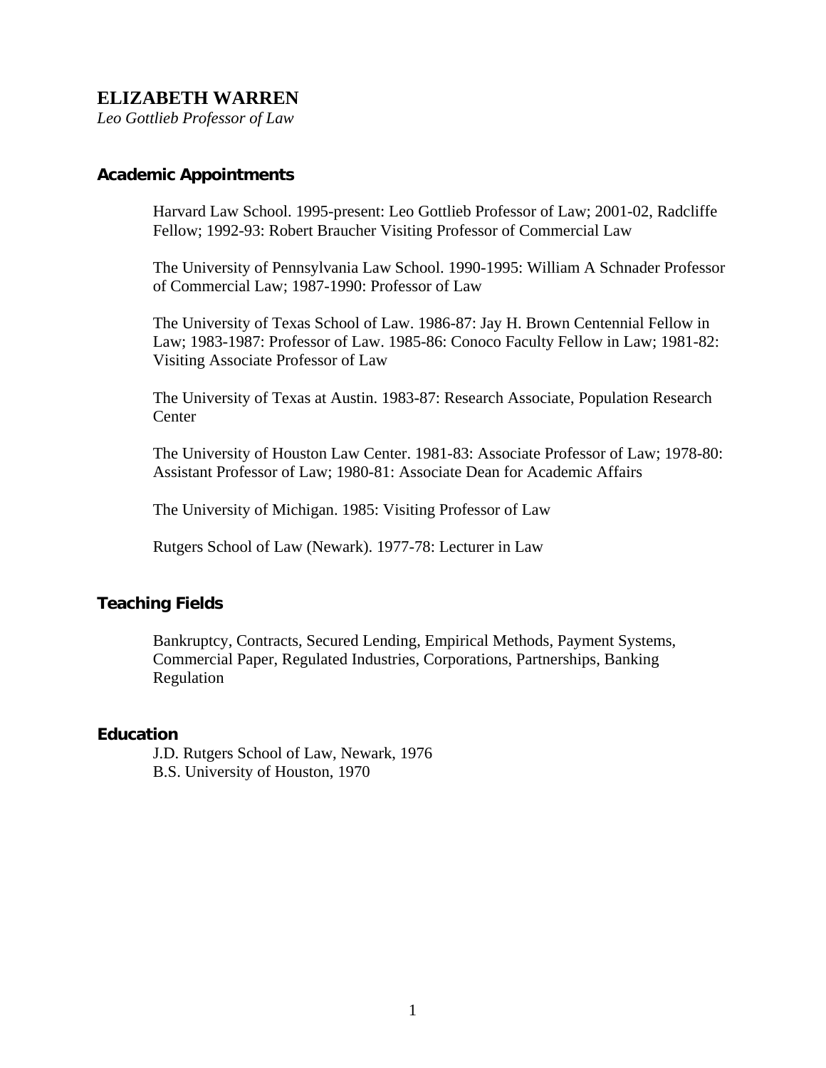# ELIZABETH WARREN

*Leo Gottlieb Professor of Law*

## Academic Appointments

Harvard Law School. 1995-present: Leo Gottlieb Professor of Law; 2001-02, Radcliffe Fellow; 1992-93: Robert Braucher Visiting Professor of Commercial Law

The University of Pennsylvania Law School. 1990-1995: William A Schnader Professor of Commercial Law; 1987-1990: Professor of Law

The University of Texas School of Law. 1986-87: Jay H. Brown Centennial Fellow in Law; 1983-1987: Professor of Law. 1985-86: Conoco Faculty Fellow in Law; 1981-82: Visiting Associate Professor of Law

The University of Texas at Austin. 1983-87: Research Associate, Population Research Center

The University of Houston Law Center. 1981-83: Associate Professor of Law; 1978-80: Assistant Professor of Law; 1980-81: Associate Dean for Academic Affairs

The University of Michigan. 1985: Visiting Professor of Law

Rutgers School of Law (Newark). 1977-78: Lecturer in Law

## Teaching Fields

Bankruptcy, Contracts, Secured Lending, Empirical Methods, Payment Systems, Commercial Paper, Regulated Industries, Corporations, Partnerships, Banking Regulation

## Education

J.D. Rutgers School of Law, Newark, 1976
B.S. University of Houston, 1970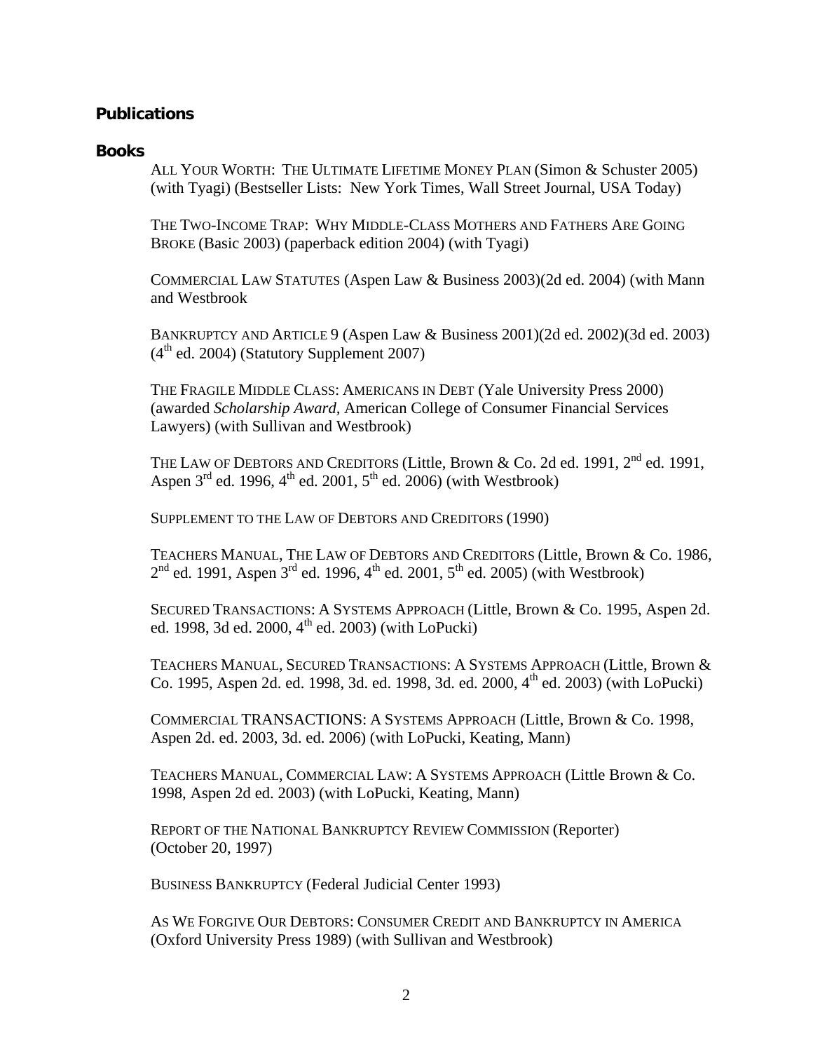## Publications

### Books

ALL YOUR WORTH: THE ULTIMATE LIFETIME MONEY PLAN (Simon & Schuster 2005) (with Tyagi) (Bestseller Lists: New York Times, Wall Street Journal, USA Today)

THE TWO-INCOME TRAP: WHY MIDDLE-CLASS MOTHERS AND FATHERS ARE GOING BROKE (Basic 2003) (paperback edition 2004) (with Tyagi)

COMMERCIAL LAW STATUTES (Aspen Law & Business 2003)(2d ed. 2004) (with Mann and Westbrook

BANKRUPTCY AND ARTICLE 9 (Aspen Law & Business 2001)(2d ed. 2002)(3d ed. 2003) (4th ed. 2004) (Statutory Supplement 2007)

THE FRAGILE MIDDLE CLASS: AMERICANS IN DEBT (Yale University Press 2000) (awarded *Scholarship Award*, American College of Consumer Financial Services Lawyers) (with Sullivan and Westbrook)

THE LAW OF DEBTORS AND CREDITORS (Little, Brown & Co. 2d ed. 1991, 2nd ed. 1991, Aspen 3rd ed. 1996, 4th ed. 2001, 5th ed. 2006) (with Westbrook)

SUPPLEMENT TO THE LAW OF DEBTORS AND CREDITORS (1990)

TEACHERS MANUAL, THE LAW OF DEBTORS AND CREDITORS (Little, Brown & Co. 1986, 2nd ed. 1991, Aspen 3rd ed. 1996, 4th ed. 2001, 5th ed. 2005) (with Westbrook)

SECURED TRANSACTIONS: A SYSTEMS APPROACH (Little, Brown & Co. 1995, Aspen 2d. ed. 1998, 3d ed. 2000, 4th ed. 2003) (with LoPucki)

TEACHERS MANUAL, SECURED TRANSACTIONS: A SYSTEMS APPROACH (Little, Brown & Co. 1995, Aspen 2d. ed. 1998, 3d. ed. 1998, 3d. ed. 2000, 4th ed. 2003) (with LoPucki)

COMMERCIAL TRANSACTIONS: A SYSTEMS APPROACH (Little, Brown & Co. 1998, Aspen 2d. ed. 2003, 3d. ed. 2006) (with LoPucki, Keating, Mann)

TEACHERS MANUAL, COMMERCIAL LAW: A SYSTEMS APPROACH (Little Brown & Co. 1998, Aspen 2d ed. 2003) (with LoPucki, Keating, Mann)

REPORT OF THE NATIONAL BANKRUPTCY REVIEW COMMISSION (Reporter) (October 20, 1997)

BUSINESS BANKRUPTCY (Federal Judicial Center 1993)

AS WE FORGIVE OUR DEBTORS: CONSUMER CREDIT AND BANKRUPTCY IN AMERICA (Oxford University Press 1989) (with Sullivan and Westbrook)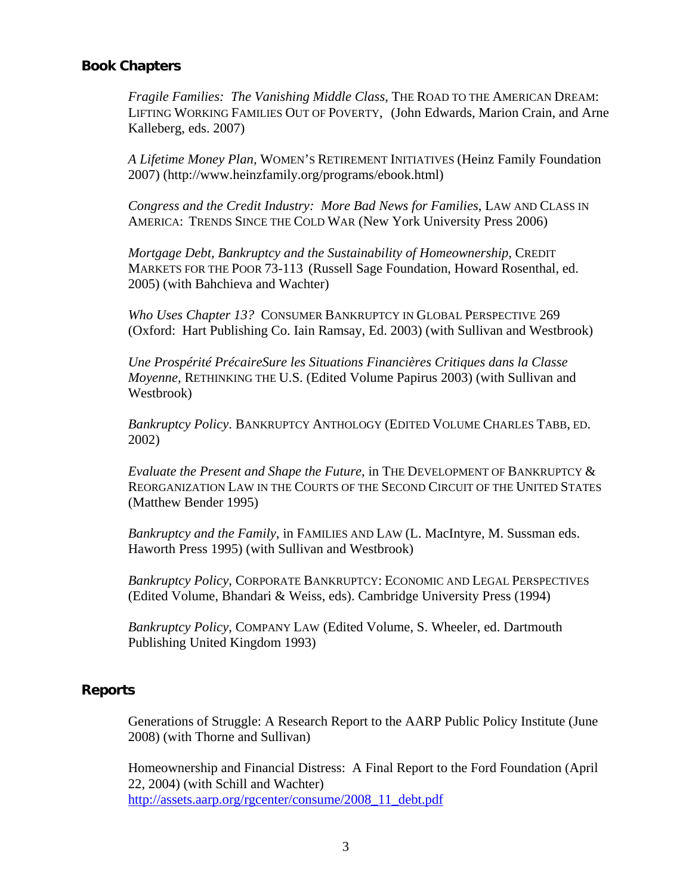## Book Chapters

*Fragile Families: The Vanishing Middle Class*, THE ROAD TO THE AMERICAN DREAM: LIFTING WORKING FAMILIES OUT OF POVERTY, (John Edwards, Marion Crain, and Arne Kalleberg, eds. 2007)

*A Lifetime Money Plan*, WOMEN'S RETIREMENT INITIATIVES (Heinz Family Foundation 2007) (http://www.heinzfamily.org/programs/ebook.html)

*Congress and the Credit Industry: More Bad News for Families*, LAW AND CLASS IN AMERICA: TRENDS SINCE THE COLD WAR (New York University Press 2006)

*Mortgage Debt, Bankruptcy and the Sustainability of Homeownership*, CREDIT MARKETS FOR THE POOR 73-113 (Russell Sage Foundation, Howard Rosenthal, ed. 2005) (with Bahchieva and Wachter)

*Who Uses Chapter 13?* CONSUMER BANKRUPTCY IN GLOBAL PERSPECTIVE 269 (Oxford: Hart Publishing Co. Iain Ramsay, Ed. 2003) (with Sullivan and Westbrook)

*Une Prospérité PrécaireSure les Situations Financières Critiques dans la Classe Moyenne,* RETHINKING THE U.S. (Edited Volume Papirus 2003) (with Sullivan and Westbrook)

*Bankruptcy Policy*. BANKRUPTCY ANTHOLOGY (EDITED VOLUME CHARLES TABB, ED. 2002)

*Evaluate the Present and Shape the Future*, in THE DEVELOPMENT OF BANKRUPTCY & REORGANIZATION LAW IN THE COURTS OF THE SECOND CIRCUIT OF THE UNITED STATES (Matthew Bender 1995)

*Bankruptcy and the Family*, in FAMILIES AND LAW (L. MacIntyre, M. Sussman eds. Haworth Press 1995) (with Sullivan and Westbrook)

*Bankruptcy Policy*, CORPORATE BANKRUPTCY: ECONOMIC AND LEGAL PERSPECTIVES (Edited Volume, Bhandari & Weiss, eds). Cambridge University Press (1994)

*Bankruptcy Policy*, COMPANY LAW (Edited Volume, S. Wheeler, ed. Dartmouth Publishing United Kingdom 1993)

## Reports

Generations of Struggle: A Research Report to the AARP Public Policy Institute (June 2008) (with Thorne and Sullivan)

Homeownership and Financial Distress: A Final Report to the Ford Foundation (April 22, 2004) (with Schill and Wachter)
http://assets.aarp.org/rgcenter/consume/2008_11_debt.pdf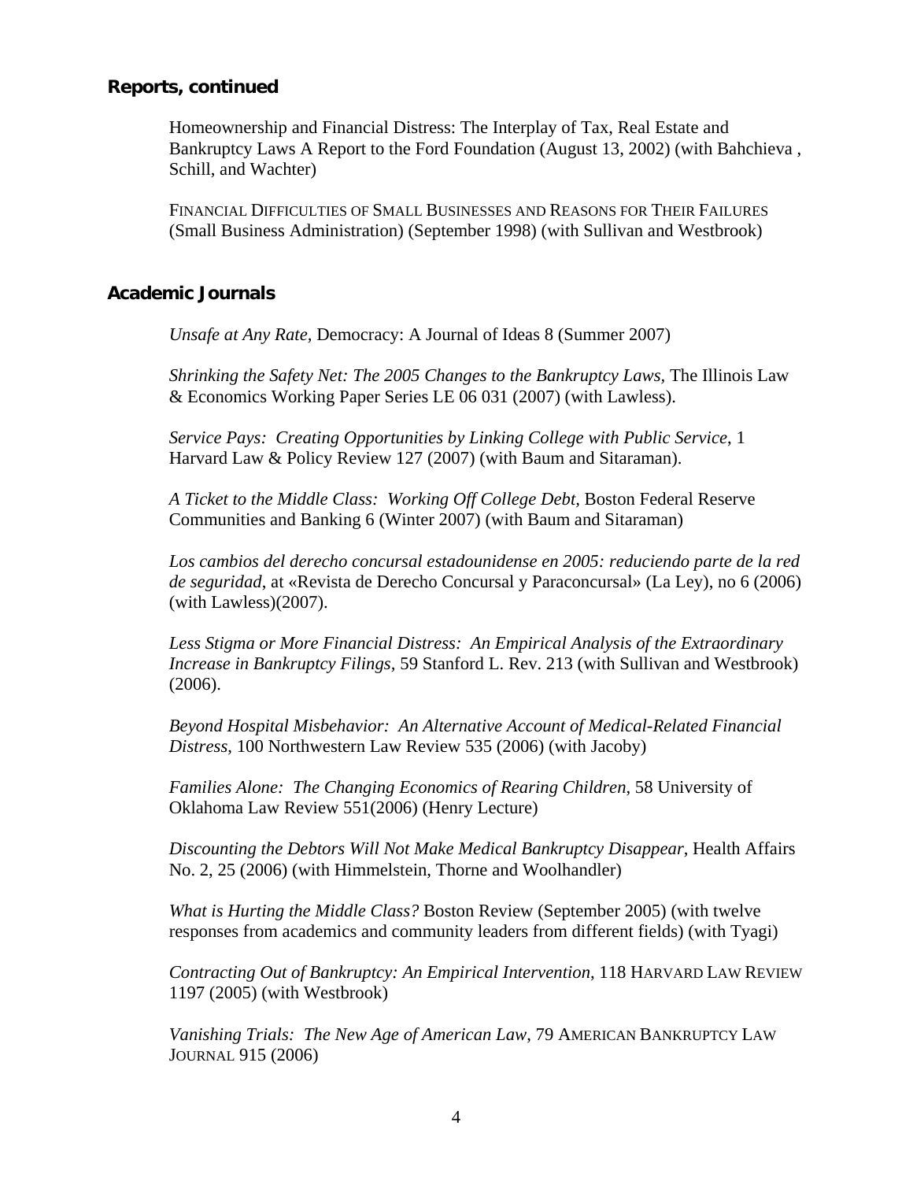## Reports, continued

Homeownership and Financial Distress: The Interplay of Tax, Real Estate and Bankruptcy Laws A Report to the Ford Foundation (August 13, 2002) (with Bahchieva , Schill, and Wachter)

FINANCIAL DIFFICULTIES OF SMALL BUSINESSES AND REASONS FOR THEIR FAILURES (Small Business Administration) (September 1998) (with Sullivan and Westbrook)

## Academic Journals

*Unsafe at Any Rate*, Democracy: A Journal of Ideas 8 (Summer 2007)

*Shrinking the Safety Net: The 2005 Changes to the Bankruptcy Laws*, The Illinois Law & Economics Working Paper Series LE 06 031 (2007) (with Lawless).

*Service Pays: Creating Opportunities by Linking College with Public Service*, 1 Harvard Law & Policy Review 127 (2007) (with Baum and Sitaraman).

*A Ticket to the Middle Class: Working Off College Debt,* Boston Federal Reserve Communities and Banking 6 (Winter 2007) (with Baum and Sitaraman)

*Los cambios del derecho concursal estadounidense en 2005: reduciendo parte de la red de seguridad*, at «Revista de Derecho Concursal y Paraconcursal» (La Ley), no 6 (2006) (with Lawless)(2007).

*Less Stigma or More Financial Distress: An Empirical Analysis of the Extraordinary Increase in Bankruptcy Filings,* 59 Stanford L. Rev. 213 (with Sullivan and Westbrook) (2006).

*Beyond Hospital Misbehavior: An Alternative Account of Medical-Related Financial Distress*, 100 Northwestern Law Review 535 (2006) (with Jacoby)

*Families Alone: The Changing Economics of Rearing Children*, 58 University of Oklahoma Law Review 551(2006) (Henry Lecture)

*Discounting the Debtors Will Not Make Medical Bankruptcy Disappear*, Health Affairs No. 2, 25 (2006) (with Himmelstein, Thorne and Woolhandler)

*What is Hurting the Middle Class?* Boston Review (September 2005) (with twelve responses from academics and community leaders from different fields) (with Tyagi)

*Contracting Out of Bankruptcy: An Empirical Intervention*, 118 HARVARD LAW REVIEW 1197 (2005) (with Westbrook)

*Vanishing Trials: The New Age of American Law*, 79 AMERICAN BANKRUPTCY LAW JOURNAL 915 (2006)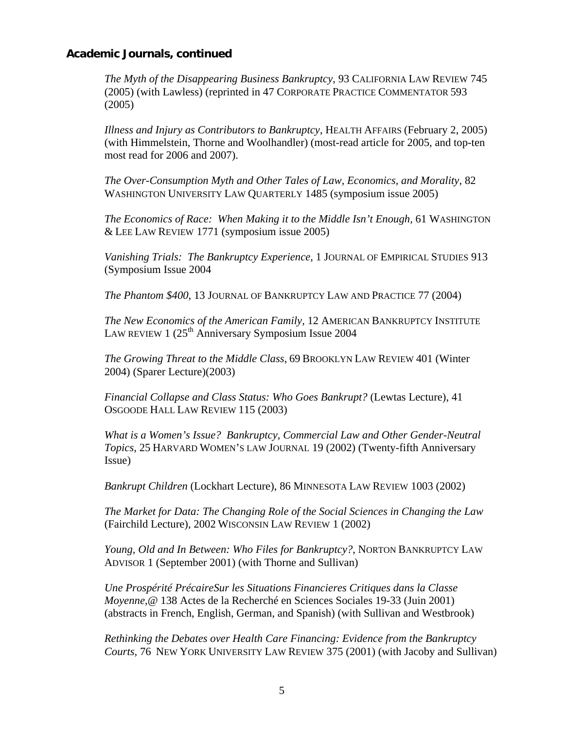**Academic Journals, continued**

*The Myth of the Disappearing Business Bankruptcy*, 93 CALIFORNIA LAW REVIEW 745 (2005) (with Lawless) (reprinted in 47 CORPORATE PRACTICE COMMENTATOR 593 (2005)

*Illness and Injury as Contributors to Bankruptcy*, HEALTH AFFAIRS (February 2, 2005) (with Himmelstein, Thorne and Woolhandler) (most-read article for 2005, and top-ten most read for 2006 and 2007).

*The Over-Consumption Myth and Other Tales of Law, Economics, and Morality,* 82 WASHINGTON UNIVERSITY LAW QUARTERLY 1485 (symposium issue 2005)

*The Economics of Race: When Making it to the Middle Isn't Enough*, 61 WASHINGTON & LEE LAW REVIEW 1771 (symposium issue 2005)

*Vanishing Trials: The Bankruptcy Experience*, 1 JOURNAL OF EMPIRICAL STUDIES 913 (Symposium Issue 2004

*The Phantom $400*, 13 JOURNAL OF BANKRUPTCY LAW AND PRACTICE 77 (2004)

*The New Economics of the American Family,* 12 AMERICAN BANKRUPTCY INSTITUTE LAW REVIEW 1 (25th Anniversary Symposium Issue 2004

*The Growing Threat to the Middle Class*, 69 BROOKLYN LAW REVIEW 401 (Winter 2004) (Sparer Lecture)(2003)

*Financial Collapse and Class Status: Who Goes Bankrupt?* (Lewtas Lecture), 41 OSGOODE HALL LAW REVIEW 115 (2003)

*What is a Women's Issue? Bankruptcy, Commercial Law and Other Gender-Neutral Topics,* 25 HARVARD WOMEN'S LAW JOURNAL 19 (2002) (Twenty-fifth Anniversary Issue)

*Bankrupt Children* (Lockhart Lecture), 86 MINNESOTA LAW REVIEW 1003 (2002)

*The Market for Data: The Changing Role of the Social Sciences in Changing the Law* (Fairchild Lecture), 2002 WISCONSIN LAW REVIEW 1 (2002)

*Young, Old and In Between: Who Files for Bankruptcy?*, NORTON BANKRUPTCY LAW ADVISOR 1 (September 2001) (with Thorne and Sullivan)

*Une Prospérité PrécaireSur les Situations Financieres Critiques dans la Classe Moyenne*,@ 138 Actes de la Recherché en Sciences Sociales 19-33 (Juin 2001) (abstracts in French, English, German, and Spanish) (with Sullivan and Westbrook)

*Rethinking the Debates over Health Care Financing: Evidence from the Bankruptcy Courts*, 76 NEW YORK UNIVERSITY LAW REVIEW 375 (2001) (with Jacoby and Sullivan)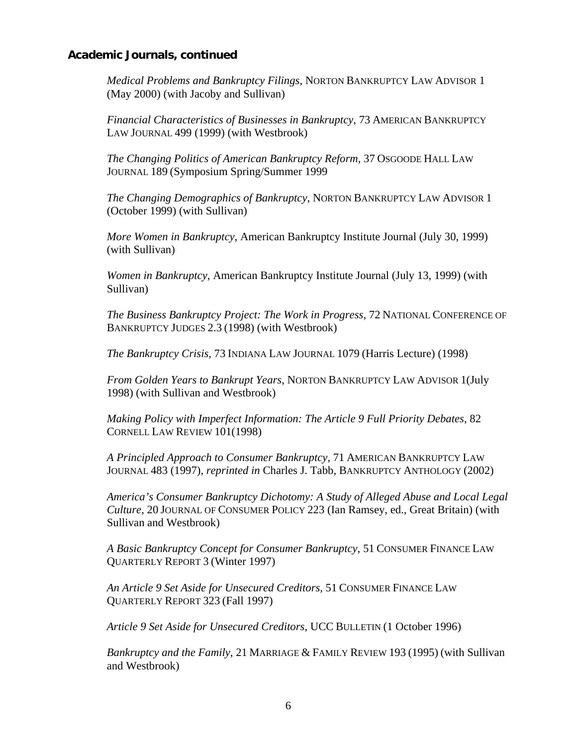**Academic Journals, continued**

*Medical Problems and Bankruptcy Filings*, NORTON BANKRUPTCY LAW ADVISOR 1 (May 2000) (with Jacoby and Sullivan)

*Financial Characteristics of Businesses in Bankruptcy*, 73 AMERICAN BANKRUPTCY LAW JOURNAL 499 (1999) (with Westbrook)

*The Changing Politics of American Bankruptcy Reform*, 37 OSGOODE HALL LAW JOURNAL 189 (Symposium Spring/Summer 1999

*The Changing Demographics of Bankruptcy*, NORTON BANKRUPTCY LAW ADVISOR 1 (October 1999) (with Sullivan)

*More Women in Bankruptcy*, American Bankruptcy Institute Journal (July 30, 1999) (with Sullivan)

*Women in Bankruptcy*, American Bankruptcy Institute Journal (July 13, 1999) (with Sullivan)

*The Business Bankruptcy Project: The Work in Progress*, 72 NATIONAL CONFERENCE OF BANKRUPTCY JUDGES 2.3 (1998) (with Westbrook)

*The Bankruptcy Crisis*, 73 INDIANA LAW JOURNAL 1079 (Harris Lecture) (1998)

*From Golden Years to Bankrupt Years*, NORTON BANKRUPTCY LAW ADVISOR 1(July 1998) (with Sullivan and Westbrook)

*Making Policy with Imperfect Information: The Article 9 Full Priority Debates*, 82 CORNELL LAW REVIEW 101(1998)

*A Principled Approach to Consumer Bankruptcy*, 71 AMERICAN BANKRUPTCY LAW JOURNAL 483 (1997), *reprinted in* Charles J. Tabb, BANKRUPTCY ANTHOLOGY (2002)

*America's Consumer Bankruptcy Dichotomy: A Study of Alleged Abuse and Local Legal Culture*, 20 JOURNAL OF CONSUMER POLICY 223 (Ian Ramsey, ed., Great Britain) (with Sullivan and Westbrook)

*A Basic Bankruptcy Concept for Consumer Bankruptcy*, 51 CONSUMER FINANCE LAW QUARTERLY REPORT 3 (Winter 1997)

*An Article 9 Set Aside for Unsecured Creditors*, 51 CONSUMER FINANCE LAW QUARTERLY REPORT 323 (Fall 1997)

*Article 9 Set Aside for Unsecured Creditors*, UCC BULLETIN (1 October 1996)

*Bankruptcy and the Family*, 21 MARRIAGE & FAMILY REVIEW 193 (1995) (with Sullivan and Westbrook)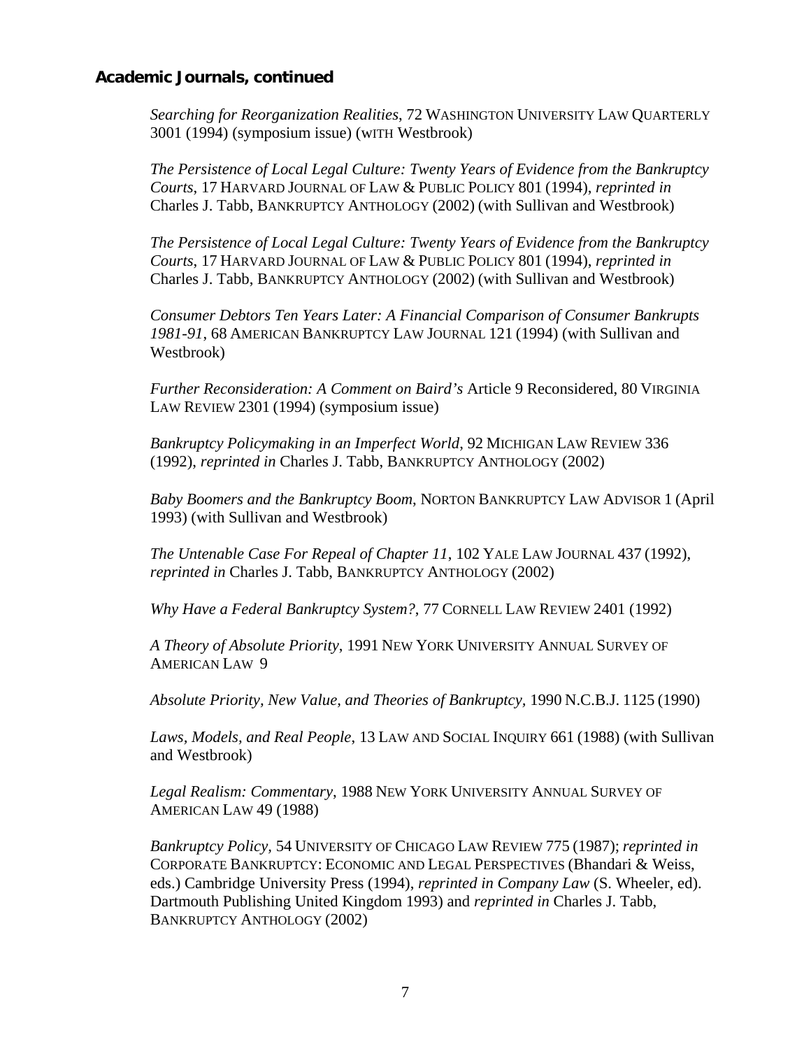## Academic Journals, continued

*Searching for Reorganization Realities*, 72 WASHINGTON UNIVERSITY LAW QUARTERLY 3001 (1994) (symposium issue) (WITH Westbrook)

*The Persistence of Local Legal Culture: Twenty Years of Evidence from the Bankruptcy Courts*, 17 HARVARD JOURNAL OF LAW & PUBLIC POLICY 801 (1994), *reprinted in* Charles J. Tabb, BANKRUPTCY ANTHOLOGY (2002) (with Sullivan and Westbrook)

*The Persistence of Local Legal Culture: Twenty Years of Evidence from the Bankruptcy Courts*, 17 HARVARD JOURNAL OF LAW & PUBLIC POLICY 801 (1994), *reprinted in* Charles J. Tabb, BANKRUPTCY ANTHOLOGY (2002) (with Sullivan and Westbrook)

*Consumer Debtors Ten Years Later: A Financial Comparison of Consumer Bankrupts 1981-91*, 68 AMERICAN BANKRUPTCY LAW JOURNAL 121 (1994) (with Sullivan and Westbrook)

*Further Reconsideration: A Comment on Baird's* Article 9 Reconsidered, 80 VIRGINIA LAW REVIEW 2301 (1994) (symposium issue)

*Bankruptcy Policymaking in an Imperfect World*, 92 MICHIGAN LAW REVIEW 336 (1992), *reprinted in* Charles J. Tabb, BANKRUPTCY ANTHOLOGY (2002)

*Baby Boomers and the Bankruptcy Boom*, NORTON BANKRUPTCY LAW ADVISOR 1 (April 1993) (with Sullivan and Westbrook)

*The Untenable Case For Repeal of Chapter 11*, 102 YALE LAW JOURNAL 437 (1992), *reprinted in* Charles J. Tabb, BANKRUPTCY ANTHOLOGY (2002)

*Why Have a Federal Bankruptcy System?*, 77 CORNELL LAW REVIEW 2401 (1992)

*A Theory of Absolute Priority*, 1991 NEW YORK UNIVERSITY ANNUAL SURVEY OF AMERICAN LAW 9

*Absolute Priority, New Value, and Theories of Bankruptcy,* 1990 N.C.B.J. 1125 (1990)

*Laws, Models, and Real People*, 13 LAW AND SOCIAL INQUIRY 661 (1988) (with Sullivan and Westbrook)

*Legal Realism: Commentary*, 1988 NEW YORK UNIVERSITY ANNUAL SURVEY OF AMERICAN LAW 49 (1988)

*Bankruptcy Policy*, 54 UNIVERSITY OF CHICAGO LAW REVIEW 775 (1987); *reprinted in* CORPORATE BANKRUPTCY: ECONOMIC AND LEGAL PERSPECTIVES (Bhandari & Weiss, eds.) Cambridge University Press (1994), *reprinted in Company Law* (S. Wheeler, ed). Dartmouth Publishing United Kingdom 1993) and *reprinted in* Charles J. Tabb, BANKRUPTCY ANTHOLOGY (2002)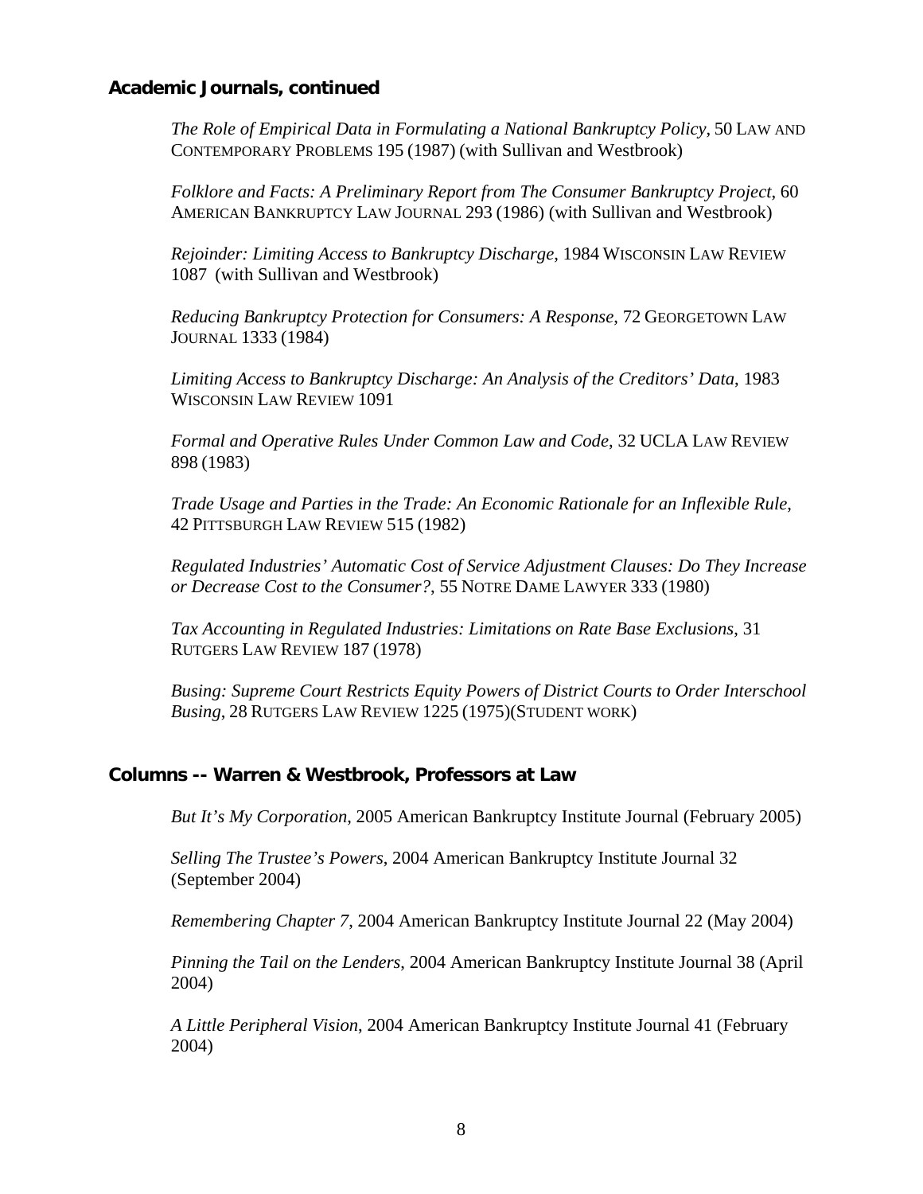## Academic Journals, continued

*The Role of Empirical Data in Formulating a National Bankruptcy Policy*, 50 LAW AND CONTEMPORARY PROBLEMS 195 (1987) (with Sullivan and Westbrook)

*Folklore and Facts: A Preliminary Report from The Consumer Bankruptcy Project*, 60 AMERICAN BANKRUPTCY LAW JOURNAL 293 (1986) (with Sullivan and Westbrook)

*Rejoinder: Limiting Access to Bankruptcy Discharge*, 1984 WISCONSIN LAW REVIEW 1087 (with Sullivan and Westbrook)

*Reducing Bankruptcy Protection for Consumers: A Response*, 72 GEORGETOWN LAW JOURNAL 1333 (1984)

*Limiting Access to Bankruptcy Discharge: An Analysis of the Creditors' Data*, 1983 WISCONSIN LAW REVIEW 1091

*Formal and Operative Rules Under Common Law and Code*, 32 UCLA LAW REVIEW 898 (1983)

*Trade Usage and Parties in the Trade: An Economic Rationale for an Inflexible Rule*, 42 PITTSBURGH LAW REVIEW 515 (1982)

*Regulated Industries' Automatic Cost of Service Adjustment Clauses: Do They Increase or Decrease Cost to the Consumer?*, 55 NOTRE DAME LAWYER 333 (1980)

*Tax Accounting in Regulated Industries: Limitations on Rate Base Exclusions*, 31 RUTGERS LAW REVIEW 187 (1978)

*Busing: Supreme Court Restricts Equity Powers of District Courts to Order Interschool Busing*, 28 RUTGERS LAW REVIEW 1225 (1975)(STUDENT WORK)

## Columns -- Warren & Westbrook, Professors at Law

*But It's My Corporation*, 2005 American Bankruptcy Institute Journal (February 2005)

*Selling The Trustee's Powers*, 2004 American Bankruptcy Institute Journal 32 (September 2004)

*Remembering Chapter 7*, 2004 American Bankruptcy Institute Journal 22 (May 2004)

*Pinning the Tail on the Lenders*, 2004 American Bankruptcy Institute Journal 38 (April 2004)

*A Little Peripheral Vision*, 2004 American Bankruptcy Institute Journal 41 (February 2004)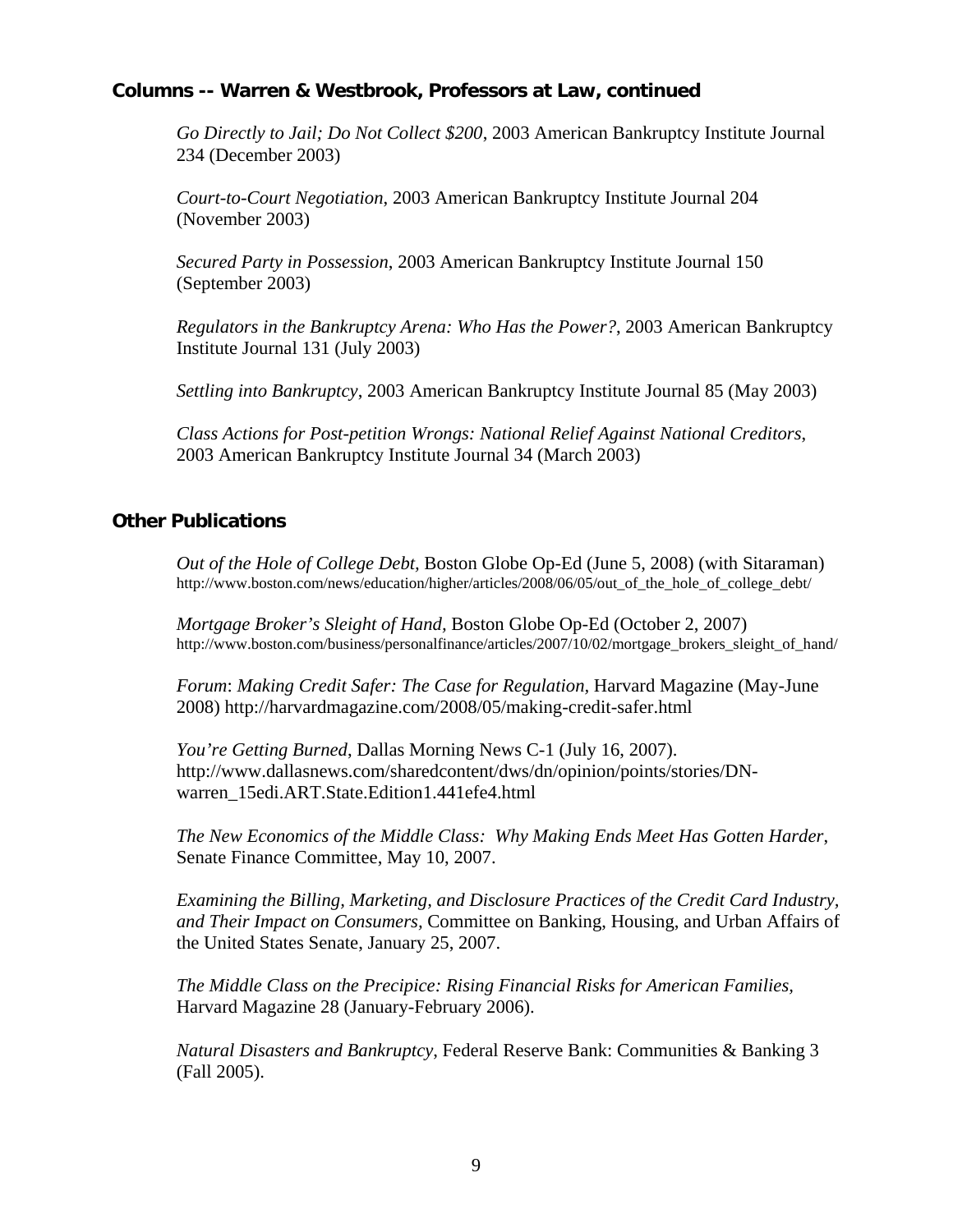### Columns -- Warren & Westbrook, Professors at Law, continued

*Go Directly to Jail; Do Not Collect $200*, 2003 American Bankruptcy Institute Journal 234 (December 2003)

*Court-to-Court Negotiation*, 2003 American Bankruptcy Institute Journal 204 (November 2003)

*Secured Party in Possession*, 2003 American Bankruptcy Institute Journal 150 (September 2003)

*Regulators in the Bankruptcy Arena: Who Has the Power?*, 2003 American Bankruptcy Institute Journal 131 (July 2003)

*Settling into Bankruptcy*, 2003 American Bankruptcy Institute Journal 85 (May 2003)

*Class Actions for Post-petition Wrongs: National Relief Against National Creditors*, 2003 American Bankruptcy Institute Journal 34 (March 2003)

### Other Publications

*Out of the Hole of College Debt*, Boston Globe Op-Ed (June 5, 2008) (with Sitaraman) http://www.boston.com/news/education/higher/articles/2008/06/05/out_of_the_hole_of_college_debt/

*Mortgage Broker's Sleight of Hand*, Boston Globe Op-Ed (October 2, 2007) http://www.boston.com/business/personalfinance/articles/2007/10/02/mortgage_brokers_sleight_of_hand/

*Forum*: *Making Credit Safer: The Case for Regulation*, Harvard Magazine (May-June 2008) http://harvardmagazine.com/2008/05/making-credit-safer.html

*You're Getting Burned*, Dallas Morning News C-1 (July 16, 2007). http://www.dallasnews.com/sharedcontent/dws/dn/opinion/points/stories/DN-warren_15edi.ART.State.Edition1.441efe4.html

*The New Economics of the Middle Class: Why Making Ends Meet Has Gotten Harder*, Senate Finance Committee, May 10, 2007.

*Examining the Billing, Marketing, and Disclosure Practices of the Credit Card Industry, and Their Impact on Consumers*, Committee on Banking, Housing, and Urban Affairs of the United States Senate, January 25, 2007.

*The Middle Class on the Precipice: Rising Financial Risks for American Families*, Harvard Magazine 28 (January-February 2006).

*Natural Disasters and Bankruptcy*, Federal Reserve Bank: Communities & Banking 3 (Fall 2005).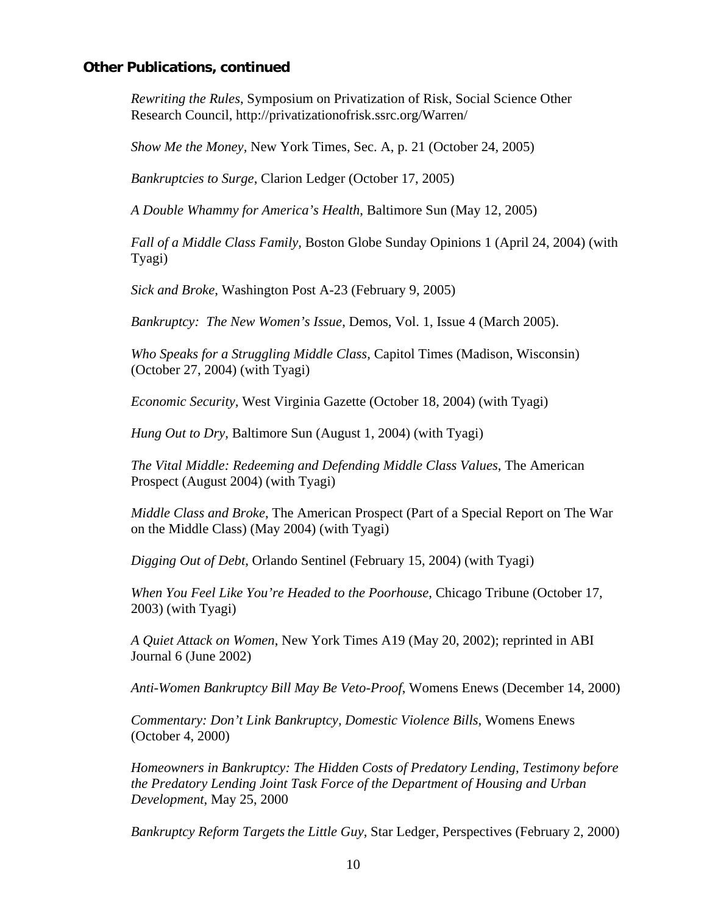**Other Publications, continued**

*Rewriting the Rules*, Symposium on Privatization of Risk, Social Science Other Research Council, http://privatizationofrisk.ssrc.org/Warren/

*Show Me the Money*, New York Times, Sec. A, p. 21 (October 24, 2005)

*Bankruptcies to Surge*, Clarion Ledger (October 17, 2005)

*A Double Whammy for America's Health*, Baltimore Sun (May 12, 2005)

*Fall of a Middle Class Family*, Boston Globe Sunday Opinions 1 (April 24, 2004) (with Tyagi)

*Sick and Broke*, Washington Post A-23 (February 9, 2005)

*Bankruptcy: The New Women's Issue*, Demos, Vol. 1, Issue 4 (March 2005).

*Who Speaks for a Struggling Middle Class,* Capitol Times (Madison, Wisconsin) (October 27, 2004) (with Tyagi)

*Economic Security*, West Virginia Gazette (October 18, 2004) (with Tyagi)

*Hung Out to Dry*, Baltimore Sun (August 1, 2004) (with Tyagi)

*The Vital Middle: Redeeming and Defending Middle Class Values*, The American Prospect (August 2004) (with Tyagi)

*Middle Class and Broke*, The American Prospect (Part of a Special Report on The War on the Middle Class) (May 2004) (with Tyagi)

*Digging Out of Debt*, Orlando Sentinel (February 15, 2004) (with Tyagi)

*When You Feel Like You're Headed to the Poorhouse*, Chicago Tribune (October 17, 2003) (with Tyagi)

*A Quiet Attack on Women*, New York Times A19 (May 20, 2002); reprinted in ABI Journal 6 (June 2002)

*Anti-Women Bankruptcy Bill May Be Veto-Proof*, Womens Enews (December 14, 2000)

*Commentary: Don't Link Bankruptcy, Domestic Violence Bills*, Womens Enews (October 4, 2000)

*Homeowners in Bankruptcy: The Hidden Costs of Predatory Lending, Testimony before the Predatory Lending Joint Task Force of the Department of Housing and Urban Development*, May 25, 2000

*Bankruptcy Reform Targets the Little Guy*, Star Ledger, Perspectives (February 2, 2000)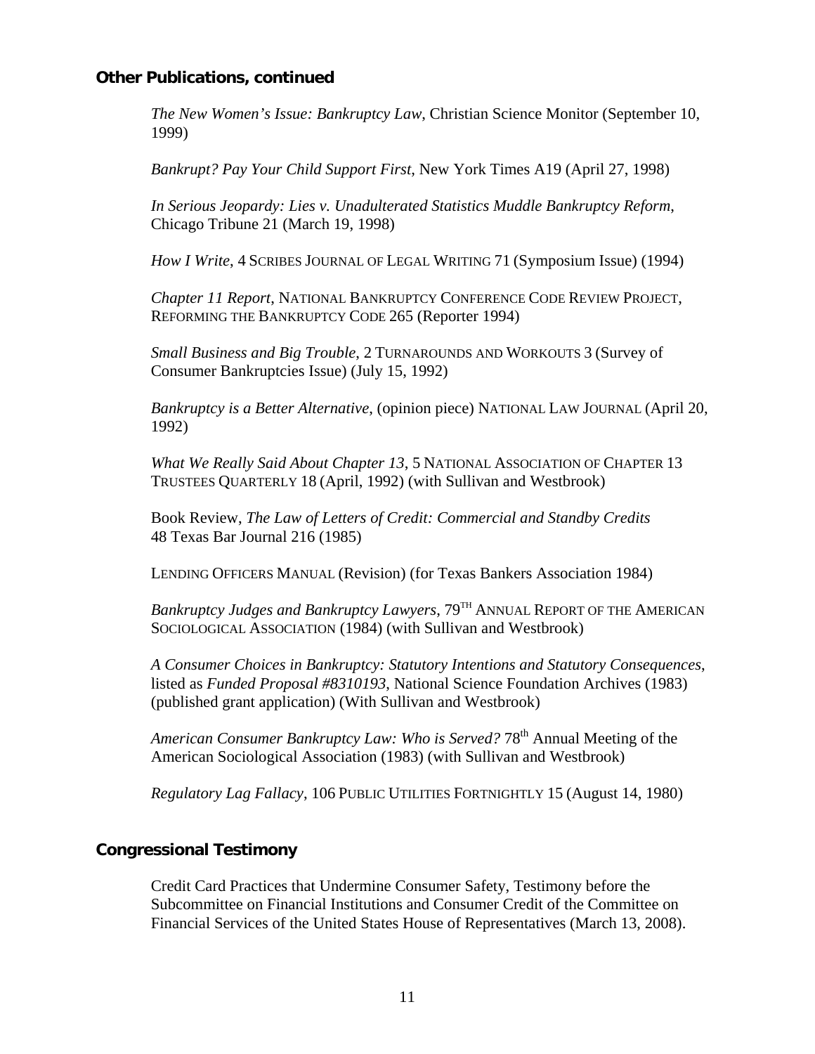## Other Publications, continued

*The New Women's Issue: Bankruptcy Law*, Christian Science Monitor (September 10, 1999)

*Bankrupt? Pay Your Child Support First*, New York Times A19 (April 27, 1998)

*In Serious Jeopardy: Lies v. Unadulterated Statistics Muddle Bankruptcy Reform*, Chicago Tribune 21 (March 19, 1998)

*How I Write*, 4 SCRIBES JOURNAL OF LEGAL WRITING 71 (Symposium Issue) (1994)

*Chapter 11 Report*, NATIONAL BANKRUPTCY CONFERENCE CODE REVIEW PROJECT, REFORMING THE BANKRUPTCY CODE 265 (Reporter 1994)

*Small Business and Big Trouble*, 2 TURNAROUNDS AND WORKOUTS 3 (Survey of Consumer Bankruptcies Issue) (July 15, 1992)

*Bankruptcy is a Better Alternative*, (opinion piece) NATIONAL LAW JOURNAL (April 20, 1992)

*What We Really Said About Chapter 13*, 5 NATIONAL ASSOCIATION OF CHAPTER 13 TRUSTEES QUARTERLY 18 (April, 1992) (with Sullivan and Westbrook)

Book Review, *The Law of Letters of Credit: Commercial and Standby Credits* 48 Texas Bar Journal 216 (1985)

LENDING OFFICERS MANUAL (Revision) (for Texas Bankers Association 1984)

*Bankruptcy Judges and Bankruptcy Lawyers*, 79TH ANNUAL REPORT OF THE AMERICAN SOCIOLOGICAL ASSOCIATION (1984) (with Sullivan and Westbrook)

*A Consumer Choices in Bankruptcy: Statutory Intentions and Statutory Consequences*, listed as *Funded Proposal #8310193*, National Science Foundation Archives (1983) (published grant application) (With Sullivan and Westbrook)

*American Consumer Bankruptcy Law: Who is Served?* 78th Annual Meeting of the American Sociological Association (1983) (with Sullivan and Westbrook)

*Regulatory Lag Fallacy*, 106 PUBLIC UTILITIES FORTNIGHTLY 15 (August 14, 1980)

## Congressional Testimony

Credit Card Practices that Undermine Consumer Safety, Testimony before the Subcommittee on Financial Institutions and Consumer Credit of the Committee on Financial Services of the United States House of Representatives (March 13, 2008).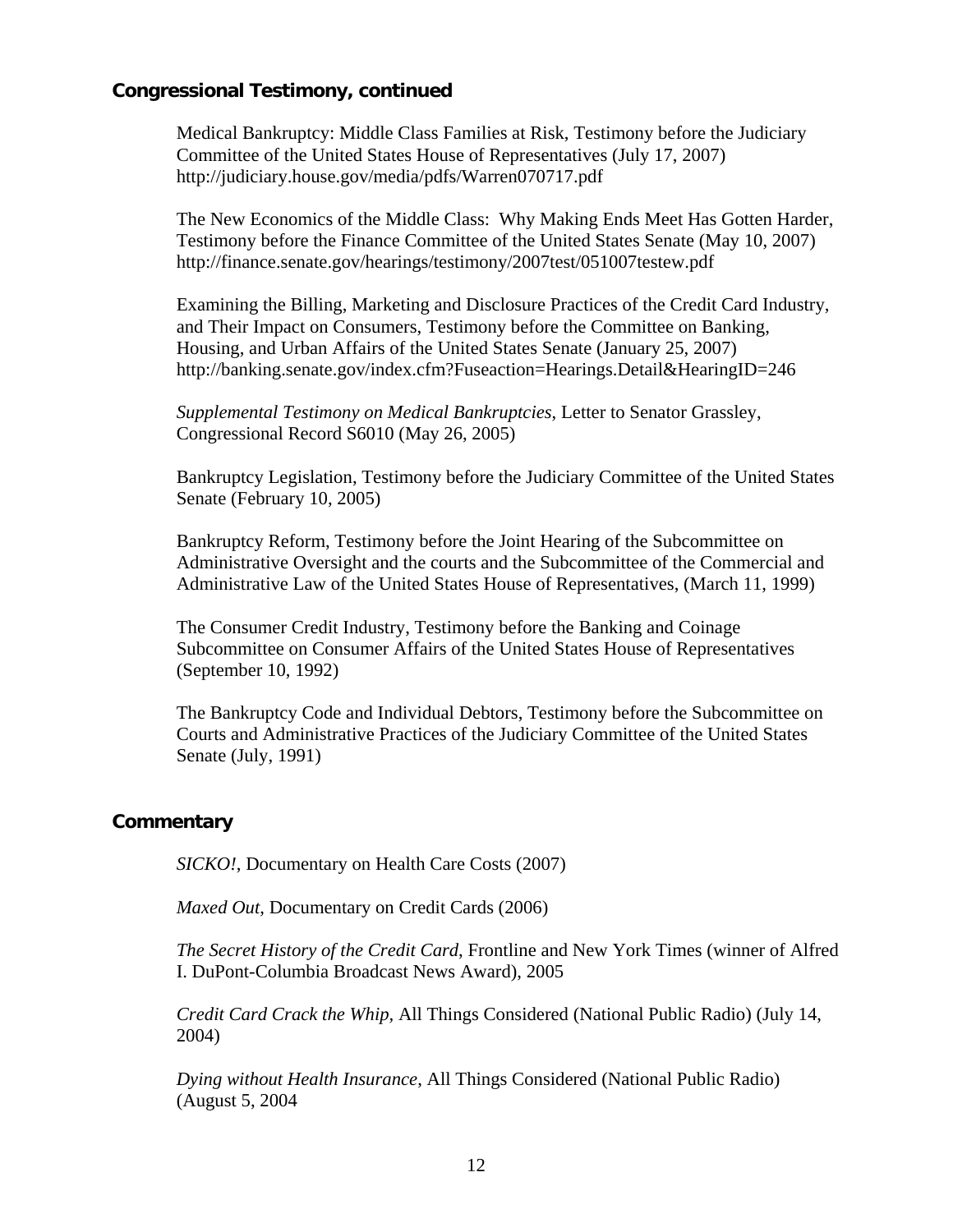## Congressional Testimony, continued

Medical Bankruptcy: Middle Class Families at Risk, Testimony before the Judiciary Committee of the United States House of Representatives (July 17, 2007) http://judiciary.house.gov/media/pdfs/Warren070717.pdf

The New Economics of the Middle Class: Why Making Ends Meet Has Gotten Harder, Testimony before the Finance Committee of the United States Senate (May 10, 2007) http://finance.senate.gov/hearings/testimony/2007test/051007testew.pdf

Examining the Billing, Marketing and Disclosure Practices of the Credit Card Industry, and Their Impact on Consumers, Testimony before the Committee on Banking, Housing, and Urban Affairs of the United States Senate (January 25, 2007) http://banking.senate.gov/index.cfm?Fuseaction=Hearings.Detail&HearingID=246

*Supplemental Testimony on Medical Bankruptcies*, Letter to Senator Grassley, Congressional Record S6010 (May 26, 2005)

Bankruptcy Legislation, Testimony before the Judiciary Committee of the United States Senate (February 10, 2005)

Bankruptcy Reform, Testimony before the Joint Hearing of the Subcommittee on Administrative Oversight and the courts and the Subcommittee of the Commercial and Administrative Law of the United States House of Representatives, (March 11, 1999)

The Consumer Credit Industry, Testimony before the Banking and Coinage Subcommittee on Consumer Affairs of the United States House of Representatives (September 10, 1992)

The Bankruptcy Code and Individual Debtors, Testimony before the Subcommittee on Courts and Administrative Practices of the Judiciary Committee of the United States Senate (July, 1991)

## Commentary

*SICKO!*, Documentary on Health Care Costs (2007)

*Maxed Out*, Documentary on Credit Cards (2006)

*The Secret History of the Credit Card*, Frontline and New York Times (winner of Alfred I. DuPont-Columbia Broadcast News Award), 2005

*Credit Card Crack the Whip*, All Things Considered (National Public Radio) (July 14, 2004)

*Dying without Health Insurance*, All Things Considered (National Public Radio) (August 5, 2004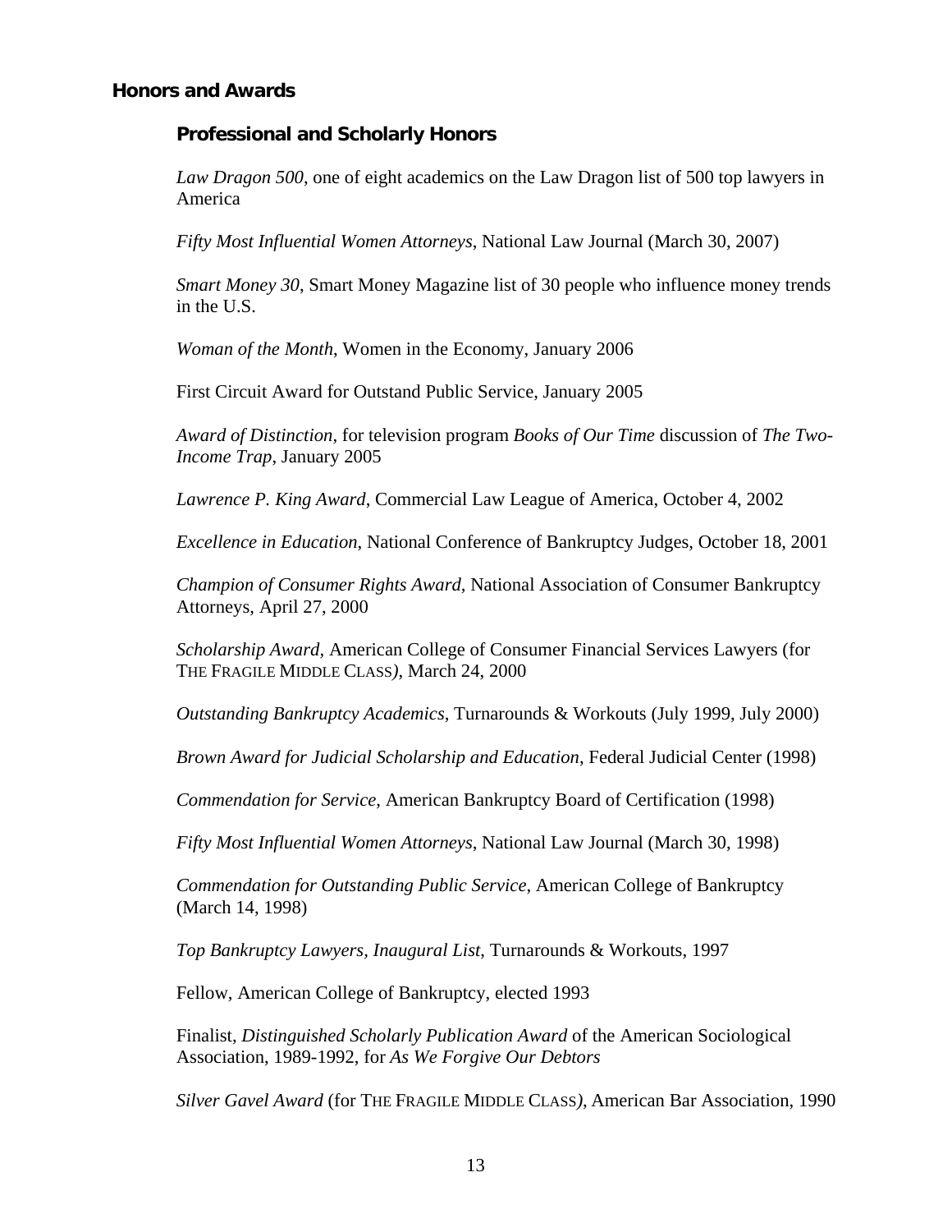## Honors and Awards

### Professional and Scholarly Honors

*Law Dragon 500*, one of eight academics on the Law Dragon list of 500 top lawyers in America

*Fifty Most Influential Women Attorneys*, National Law Journal (March 30, 2007)

*Smart Money 30*, Smart Money Magazine list of 30 people who influence money trends in the U.S.

*Woman of the Month*, Women in the Economy, January 2006

First Circuit Award for Outstand Public Service, January 2005

*Award of Distinction*, for television program *Books of Our Time* discussion of *The Two-Income Trap*, January 2005

*Lawrence P. King Award*, Commercial Law League of America, October 4, 2002

*Excellence in Education*, National Conference of Bankruptcy Judges, October 18, 2001

*Champion of Consumer Rights Award,* National Association of Consumer Bankruptcy Attorneys, April 27, 2000

*Scholarship Award,* American College of Consumer Financial Services Lawyers (for THE FRAGILE MIDDLE CLASS*)*, March 24, 2000

*Outstanding Bankruptcy Academics*, Turnarounds & Workouts (July 1999, July 2000)

*Brown Award for Judicial Scholarship and Education*, Federal Judicial Center (1998)

*Commendation for Service*, American Bankruptcy Board of Certification (1998)

*Fifty Most Influential Women Attorneys*, National Law Journal (March 30, 1998)

*Commendation for Outstanding Public Service*, American College of Bankruptcy (March 14, 1998)

*Top Bankruptcy Lawyers, Inaugural List*, Turnarounds & Workouts, 1997

Fellow, American College of Bankruptcy, elected 1993

Finalist, *Distinguished Scholarly Publication Award* of the American Sociological Association, 1989-1992, for *As We Forgive Our Debtors*

*Silver Gavel Award* (for THE FRAGILE MIDDLE CLASS*)*, American Bar Association, 1990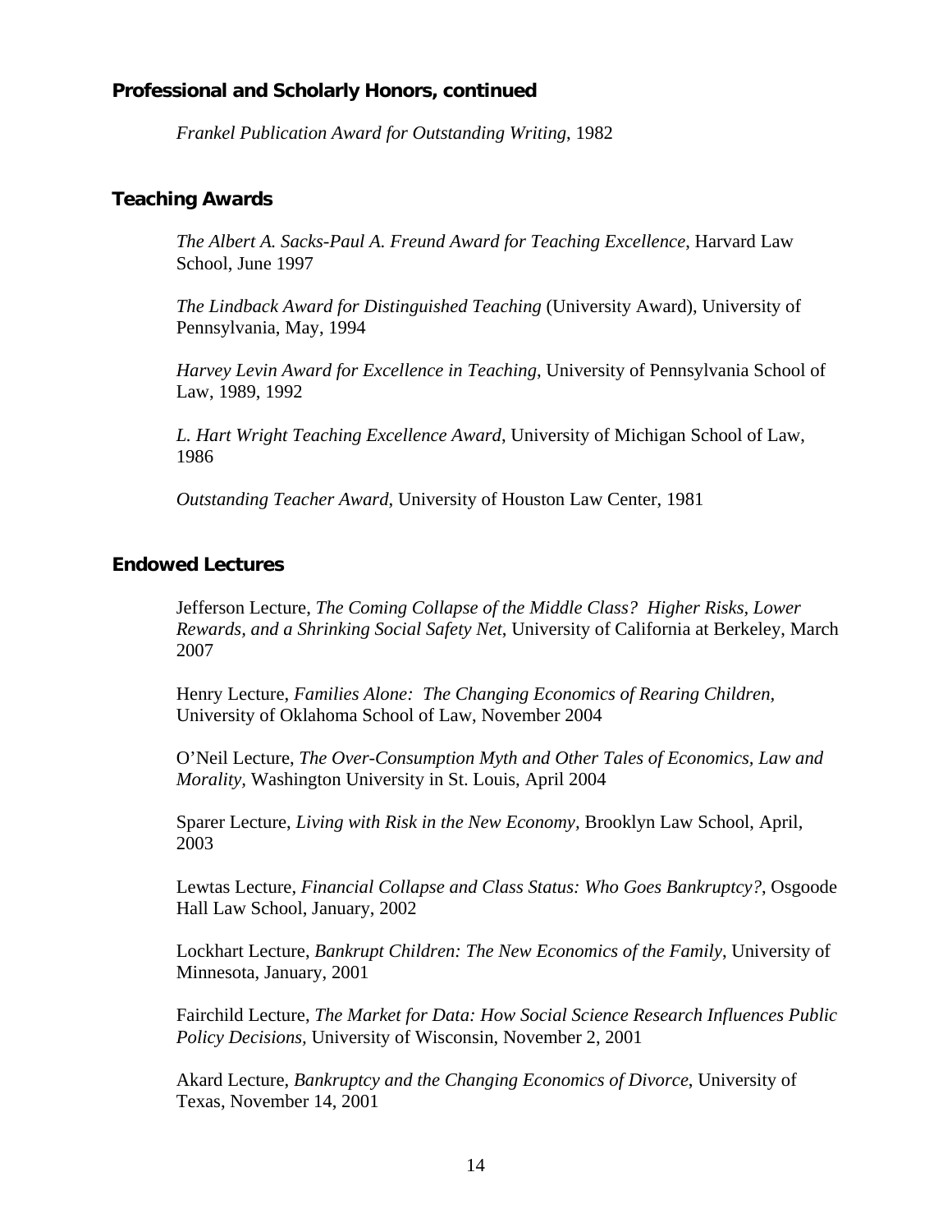## Professional and Scholarly Honors, continued

*Frankel Publication Award for Outstanding Writing*, 1982

## Teaching Awards

*The Albert A. Sacks-Paul A. Freund Award for Teaching Excellence*, Harvard Law School, June 1997

*The Lindback Award for Distinguished Teaching* (University Award), University of Pennsylvania, May, 1994

*Harvey Levin Award for Excellence in Teaching*, University of Pennsylvania School of Law, 1989, 1992

*L. Hart Wright Teaching Excellence Award*, University of Michigan School of Law, 1986

*Outstanding Teacher Award*, University of Houston Law Center, 1981

## Endowed Lectures

Jefferson Lecture, *The Coming Collapse of the Middle Class? Higher Risks, Lower Rewards, and a Shrinking Social Safety Net*, University of California at Berkeley, March 2007

Henry Lecture, *Families Alone: The Changing Economics of Rearing Children*, University of Oklahoma School of Law, November 2004

O'Neil Lecture, *The Over-Consumption Myth and Other Tales of Economics, Law and Morality*, Washington University in St. Louis, April 2004

Sparer Lecture, *Living with Risk in the New Economy*, Brooklyn Law School, April, 2003

Lewtas Lecture, *Financial Collapse and Class Status: Who Goes Bankruptcy?*, Osgoode Hall Law School, January, 2002

Lockhart Lecture, *Bankrupt Children: The New Economics of the Family*, University of Minnesota, January, 2001

Fairchild Lecture, *The Market for Data: How Social Science Research Influences Public Policy Decisions*, University of Wisconsin, November 2, 2001

Akard Lecture, *Bankruptcy and the Changing Economics of Divorce*, University of Texas, November 14, 2001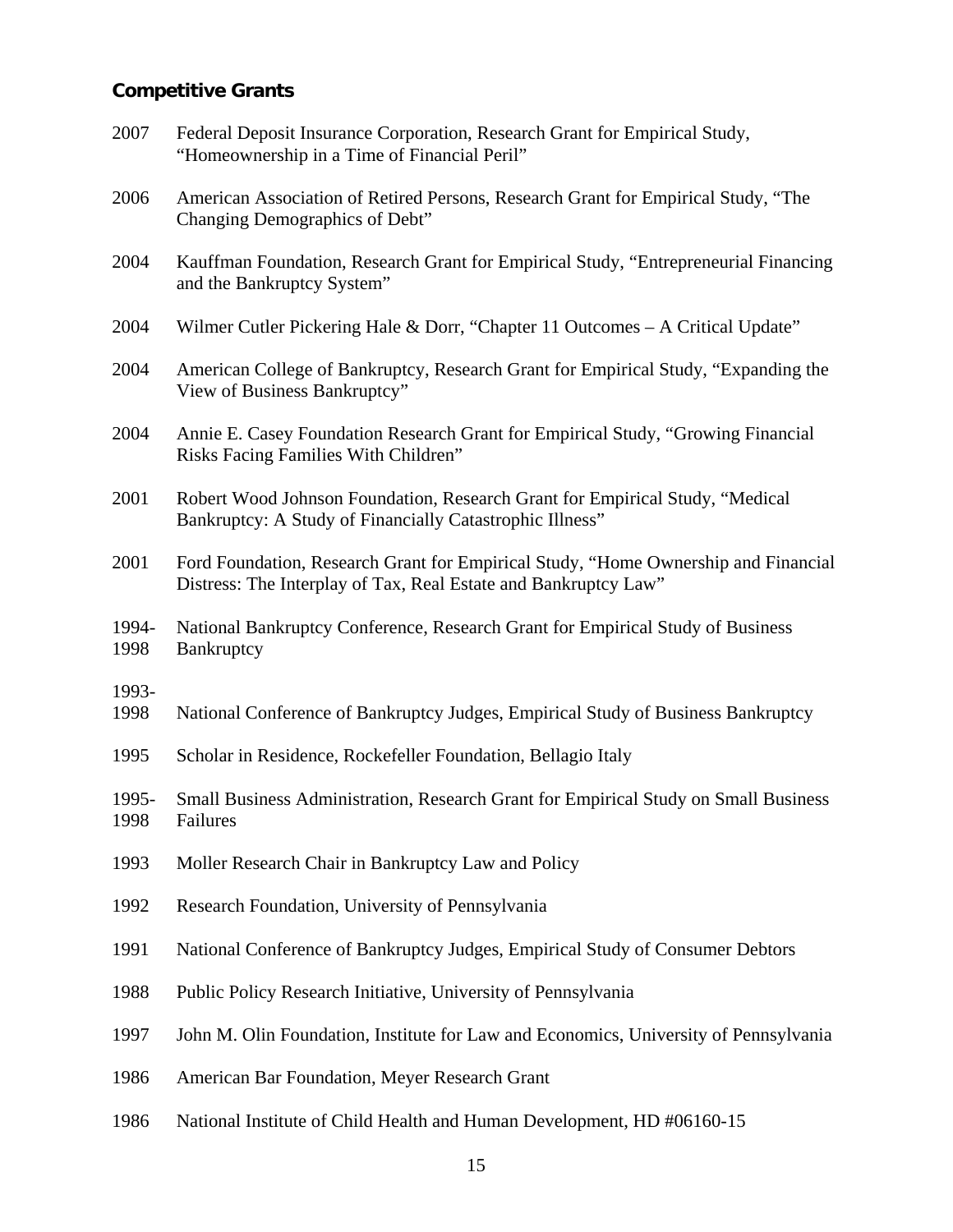## Competitive Grants

2007 Federal Deposit Insurance Corporation, Research Grant for Empirical Study, "Homeownership in a Time of Financial Peril"

2006 American Association of Retired Persons, Research Grant for Empirical Study, "The Changing Demographics of Debt"

2004 Kauffman Foundation, Research Grant for Empirical Study, "Entrepreneurial Financing and the Bankruptcy System"

2004 Wilmer Cutler Pickering Hale & Dorr, "Chapter 11 Outcomes – A Critical Update"

2004 American College of Bankruptcy, Research Grant for Empirical Study, "Expanding the View of Business Bankruptcy"

2004 Annie E. Casey Foundation Research Grant for Empirical Study, "Growing Financial Risks Facing Families With Children"

2001 Robert Wood Johnson Foundation, Research Grant for Empirical Study, "Medical Bankruptcy: A Study of Financially Catastrophic Illness"

2001 Ford Foundation, Research Grant for Empirical Study, "Home Ownership and Financial Distress: The Interplay of Tax, Real Estate and Bankruptcy Law"

1994-1998 National Bankruptcy Conference, Research Grant for Empirical Study of Business Bankruptcy

1993-1998 National Conference of Bankruptcy Judges, Empirical Study of Business Bankruptcy

1995 Scholar in Residence, Rockefeller Foundation, Bellagio Italy

1995-1998 Small Business Administration, Research Grant for Empirical Study on Small Business Failures

1993 Moller Research Chair in Bankruptcy Law and Policy

1992 Research Foundation, University of Pennsylvania

1991 National Conference of Bankruptcy Judges, Empirical Study of Consumer Debtors

1988 Public Policy Research Initiative, University of Pennsylvania

1997 John M. Olin Foundation, Institute for Law and Economics, University of Pennsylvania

1986 American Bar Foundation, Meyer Research Grant

1986 National Institute of Child Health and Human Development, HD #06160-15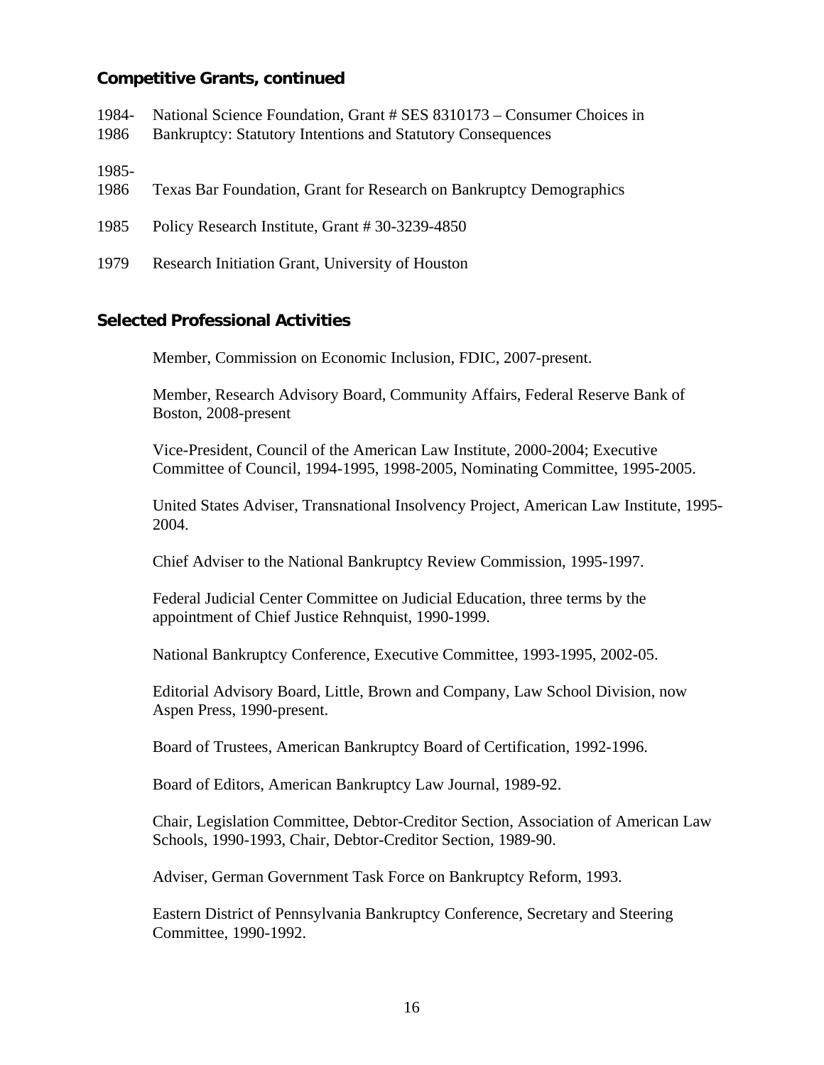### Competitive Grants, continued

1984-1986 National Science Foundation, Grant # SES 8310173 – Consumer Choices in Bankruptcy: Statutory Intentions and Statutory Consequences

1985-1986 Texas Bar Foundation, Grant for Research on Bankruptcy Demographics

1985 Policy Research Institute, Grant # 30-3239-4850

1979 Research Initiation Grant, University of Houston

### Selected Professional Activities

Member, Commission on Economic Inclusion, FDIC, 2007-present.

Member, Research Advisory Board, Community Affairs, Federal Reserve Bank of Boston, 2008-present

Vice-President, Council of the American Law Institute, 2000-2004; Executive Committee of Council, 1994-1995, 1998-2005, Nominating Committee, 1995-2005.

United States Adviser, Transnational Insolvency Project, American Law Institute, 1995-2004.

Chief Adviser to the National Bankruptcy Review Commission, 1995-1997.

Federal Judicial Center Committee on Judicial Education, three terms by the appointment of Chief Justice Rehnquist, 1990-1999.

National Bankruptcy Conference, Executive Committee, 1993-1995, 2002-05.

Editorial Advisory Board, Little, Brown and Company, Law School Division, now Aspen Press, 1990-present.

Board of Trustees, American Bankruptcy Board of Certification, 1992-1996.

Board of Editors, American Bankruptcy Law Journal, 1989-92.

Chair, Legislation Committee, Debtor-Creditor Section, Association of American Law Schools, 1990-1993, Chair, Debtor-Creditor Section, 1989-90.

Adviser, German Government Task Force on Bankruptcy Reform, 1993.

Eastern District of Pennsylvania Bankruptcy Conference, Secretary and Steering Committee, 1990-1992.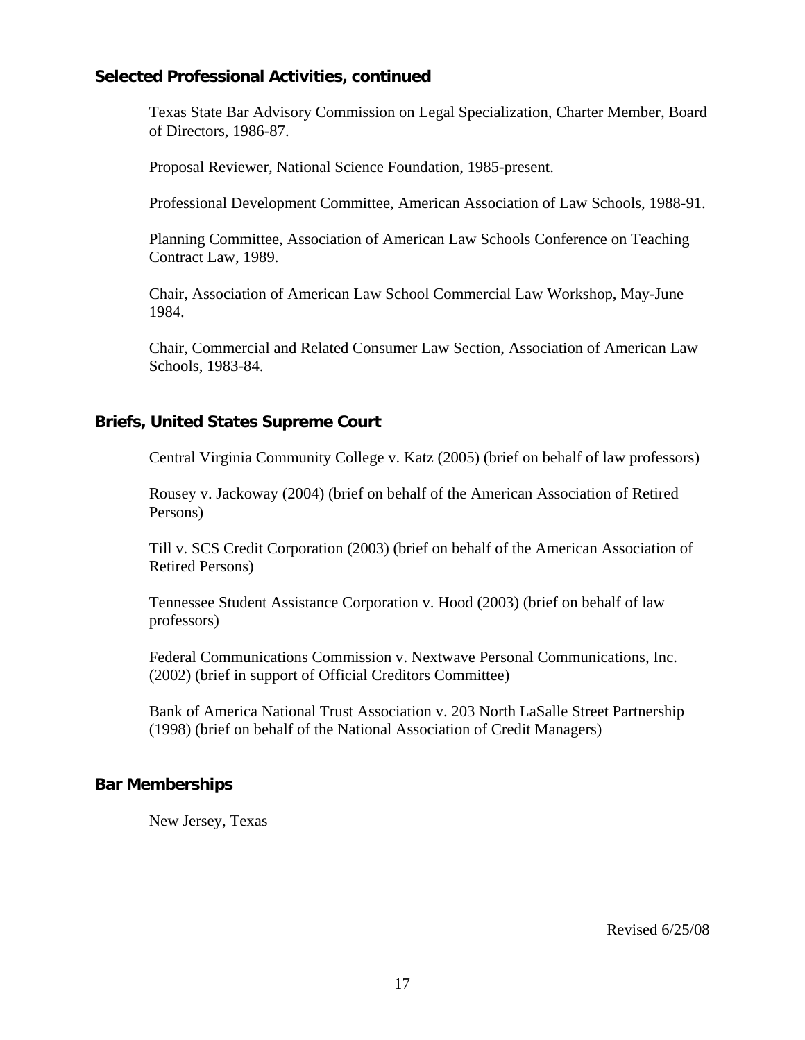## Selected Professional Activities, continued

Texas State Bar Advisory Commission on Legal Specialization, Charter Member, Board of Directors, 1986-87.

Proposal Reviewer, National Science Foundation, 1985-present.

Professional Development Committee, American Association of Law Schools, 1988-91.

Planning Committee, Association of American Law Schools Conference on Teaching Contract Law, 1989.

Chair, Association of American Law School Commercial Law Workshop, May-June 1984.

Chair, Commercial and Related Consumer Law Section, Association of American Law Schools, 1983-84.

## Briefs, United States Supreme Court

Central Virginia Community College v. Katz (2005) (brief on behalf of law professors)

Rousey v. Jackoway (2004) (brief on behalf of the American Association of Retired Persons)

Till v. SCS Credit Corporation (2003) (brief on behalf of the American Association of Retired Persons)

Tennessee Student Assistance Corporation v. Hood (2003) (brief on behalf of law professors)

Federal Communications Commission v. Nextwave Personal Communications, Inc. (2002) (brief in support of Official Creditors Committee)

Bank of America National Trust Association v. 203 North LaSalle Street Partnership (1998) (brief on behalf of the National Association of Credit Managers)

## Bar Memberships

New Jersey, Texas

Revised 6/25/08